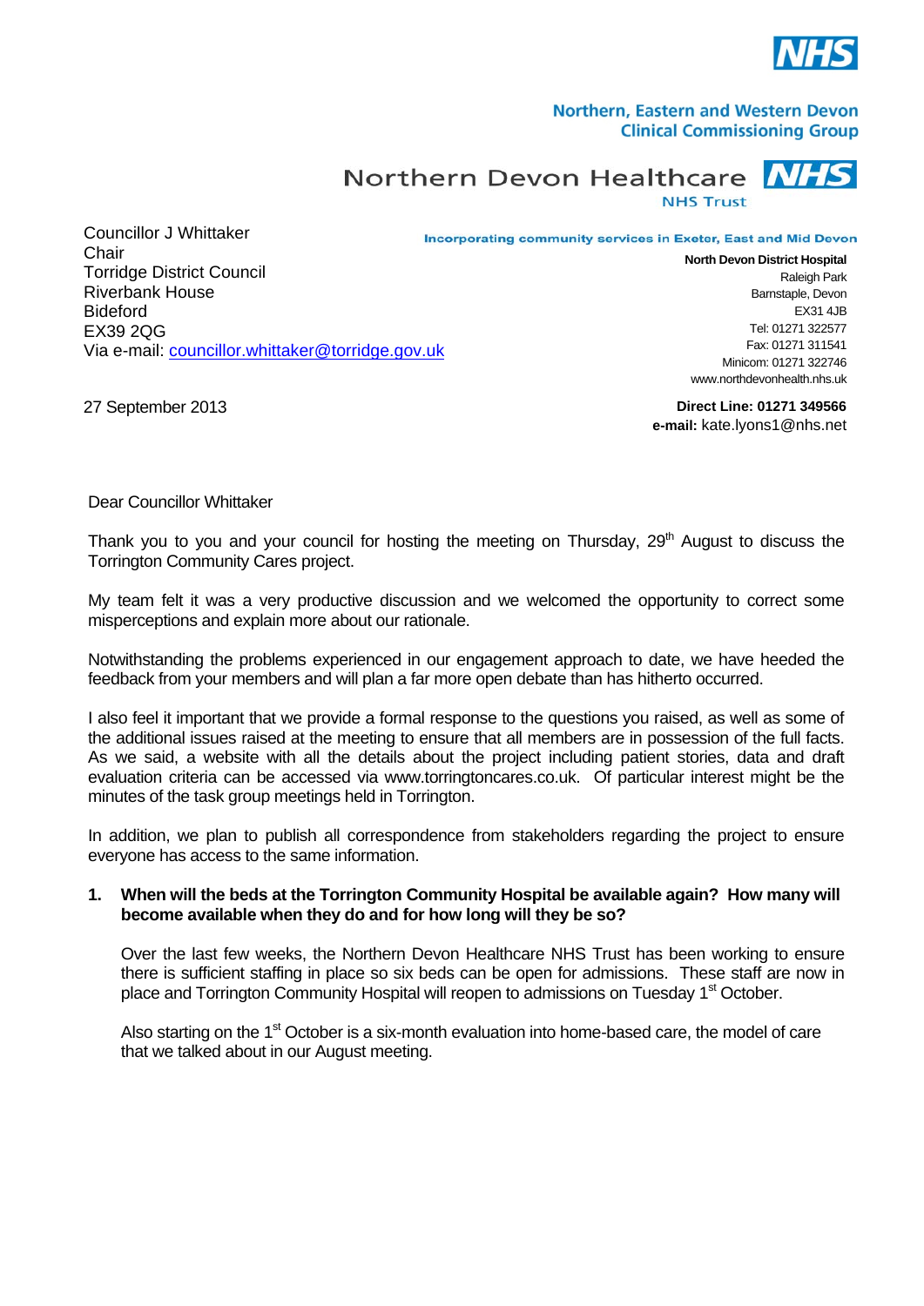NHS

**Northern, Eastern and Western Devon Clinical Commissioning Group**

Northern Devon Healthcare NHS Trust

**Incorporating community services in Exeter, East and Mid Devon**

Councillor J Whittaker
Chair
Torridge District Council
Riverbank House
Bideford
EX39 2QG
Via e-mail: councillor.whittaker@torridge.gov.uk

**North Devon District Hospital**
Raleigh Park
Barnstaple, Devon
EX31 4JB
Tel: 01271 322577
Fax: 01271 311541
Minicom: 01271 322746
www.northdevonhealth.nhs.uk

27 September 2013

**Direct Line: 01271 349566**
**e-mail:** kate.lyons1@nhs.net

Dear Councillor Whittaker

Thank you to you and your council for hosting the meeting on Thursday, 29th August to discuss the Torrington Community Cares project.

My team felt it was a very productive discussion and we welcomed the opportunity to correct some misperceptions and explain more about our rationale.

Notwithstanding the problems experienced in our engagement approach to date, we have heeded the feedback from your members and will plan a far more open debate than has hitherto occurred.

I also feel it important that we provide a formal response to the questions you raised, as well as some of the additional issues raised at the meeting to ensure that all members are in possession of the full facts. As we said, a website with all the details about the project including patient stories, data and draft evaluation criteria can be accessed via www.torringtoncares.co.uk. Of particular interest might be the minutes of the task group meetings held in Torrington.

In addition, we plan to publish all correspondence from stakeholders regarding the project to ensure everyone has access to the same information.

1. **When will the beds at the Torrington Community Hospital be available again? How many will become available when they do and for how long will they be so?**

   Over the last few weeks, the Northern Devon Healthcare NHS Trust has been working to ensure there is sufficient staffing in place so six beds can be open for admissions. These staff are now in place and Torrington Community Hospital will reopen to admissions on Tuesday 1st October.

   Also starting on the 1st October is a six-month evaluation into home-based care, the model of care that we talked about in our August meeting.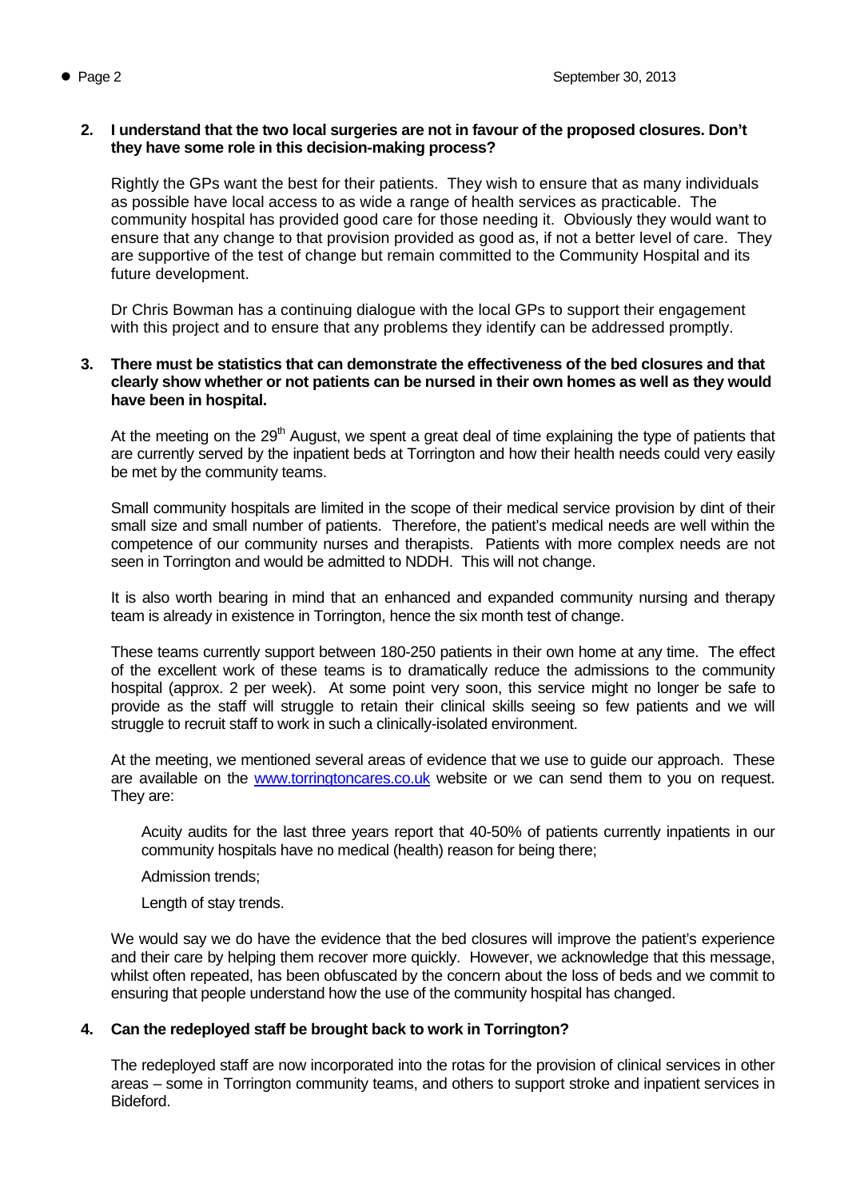**2. I understand that the two local surgeries are not in favour of the proposed closures. Don't they have some role in this decision-making process?**

Rightly the GPs want the best for their patients. They wish to ensure that as many individuals as possible have local access to as wide a range of health services as practicable. The community hospital has provided good care for those needing it. Obviously they would want to ensure that any change to that provision provided as good as, if not a better level of care. They are supportive of the test of change but remain committed to the Community Hospital and its future development.

Dr Chris Bowman has a continuing dialogue with the local GPs to support their engagement with this project and to ensure that any problems they identify can be addressed promptly.

**3. There must be statistics that can demonstrate the effectiveness of the bed closures and that clearly show whether or not patients can be nursed in their own homes as well as they would have been in hospital.**

At the meeting on the 29th August, we spent a great deal of time explaining the type of patients that are currently served by the inpatient beds at Torrington and how their health needs could very easily be met by the community teams.

Small community hospitals are limited in the scope of their medical service provision by dint of their small size and small number of patients. Therefore, the patient's medical needs are well within the competence of our community nurses and therapists. Patients with more complex needs are not seen in Torrington and would be admitted to NDDH. This will not change.

It is also worth bearing in mind that an enhanced and expanded community nursing and therapy team is already in existence in Torrington, hence the six month test of change.

These teams currently support between 180-250 patients in their own home at any time. The effect of the excellent work of these teams is to dramatically reduce the admissions to the community hospital (approx. 2 per week). At some point very soon, this service might no longer be safe to provide as the staff will struggle to retain their clinical skills seeing so few patients and we will struggle to recruit staff to work in such a clinically-isolated environment.

At the meeting, we mentioned several areas of evidence that we use to guide our approach. These are available on the [www.torringtoncares.co.uk](http://www.torringtoncares.co.uk) website or we can send them to you on request. They are:

Acuity audits for the last three years report that 40-50% of patients currently inpatients in our community hospitals have no medical (health) reason for being there;

Admission trends;

Length of stay trends.

We would say we do have the evidence that the bed closures will improve the patient's experience and their care by helping them recover more quickly. However, we acknowledge that this message, whilst often repeated, has been obfuscated by the concern about the loss of beds and we commit to ensuring that people understand how the use of the community hospital has changed.

**4. Can the redeployed staff be brought back to work in Torrington?**

The redeployed staff are now incorporated into the rotas for the provision of clinical services in other areas – some in Torrington community teams, and others to support stroke and inpatient services in Bideford.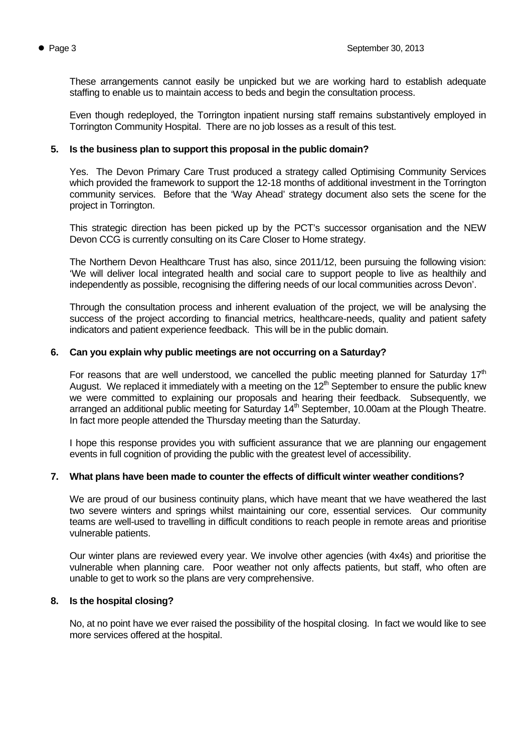These arrangements cannot easily be unpicked but we are working hard to establish adequate staffing to enable us to maintain access to beds and begin the consultation process.

Even though redeployed, the Torrington inpatient nursing staff remains substantively employed in Torrington Community Hospital. There are no job losses as a result of this test.

**5. Is the business plan to support this proposal in the public domain?**

Yes. The Devon Primary Care Trust produced a strategy called Optimising Community Services which provided the framework to support the 12-18 months of additional investment in the Torrington community services. Before that the 'Way Ahead' strategy document also sets the scene for the project in Torrington.

This strategic direction has been picked up by the PCT's successor organisation and the NEW Devon CCG is currently consulting on its Care Closer to Home strategy.

The Northern Devon Healthcare Trust has also, since 2011/12, been pursuing the following vision: 'We will deliver local integrated health and social care to support people to live as healthily and independently as possible, recognising the differing needs of our local communities across Devon'.

Through the consultation process and inherent evaluation of the project, we will be analysing the success of the project according to financial metrics, healthcare-needs, quality and patient safety indicators and patient experience feedback. This will be in the public domain.

**6. Can you explain why public meetings are not occurring on a Saturday?**

For reasons that are well understood, we cancelled the public meeting planned for Saturday 17th August. We replaced it immediately with a meeting on the 12th September to ensure the public knew we were committed to explaining our proposals and hearing their feedback. Subsequently, we arranged an additional public meeting for Saturday 14th September, 10.00am at the Plough Theatre. In fact more people attended the Thursday meeting than the Saturday.

I hope this response provides you with sufficient assurance that we are planning our engagement events in full cognition of providing the public with the greatest level of accessibility.

**7. What plans have been made to counter the effects of difficult winter weather conditions?**

We are proud of our business continuity plans, which have meant that we have weathered the last two severe winters and springs whilst maintaining our core, essential services. Our community teams are well-used to travelling in difficult conditions to reach people in remote areas and prioritise vulnerable patients.

Our winter plans are reviewed every year. We involve other agencies (with 4x4s) and prioritise the vulnerable when planning care. Poor weather not only affects patients, but staff, who often are unable to get to work so the plans are very comprehensive.

**8. Is the hospital closing?**

No, at no point have we ever raised the possibility of the hospital closing. In fact we would like to see more services offered at the hospital.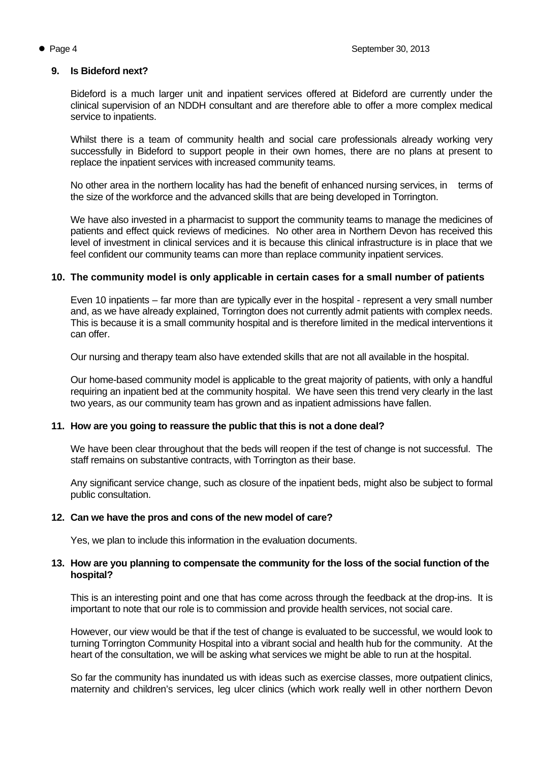**9. Is Bideford next?**

Bideford is a much larger unit and inpatient services offered at Bideford are currently under the clinical supervision of an NDDH consultant and are therefore able to offer a more complex medical service to inpatients.

Whilst there is a team of community health and social care professionals already working very successfully in Bideford to support people in their own homes, there are no plans at present to replace the inpatient services with increased community teams.

No other area in the northern locality has had the benefit of enhanced nursing services, in terms of the size of the workforce and the advanced skills that are being developed in Torrington.

We have also invested in a pharmacist to support the community teams to manage the medicines of patients and effect quick reviews of medicines. No other area in Northern Devon has received this level of investment in clinical services and it is because this clinical infrastructure is in place that we feel confident our community teams can more than replace community inpatient services.

**10. The community model is only applicable in certain cases for a small number of patients**

Even 10 inpatients – far more than are typically ever in the hospital - represent a very small number and, as we have already explained, Torrington does not currently admit patients with complex needs. This is because it is a small community hospital and is therefore limited in the medical interventions it can offer.

Our nursing and therapy team also have extended skills that are not all available in the hospital.

Our home-based community model is applicable to the great majority of patients, with only a handful requiring an inpatient bed at the community hospital. We have seen this trend very clearly in the last two years, as our community team has grown and as inpatient admissions have fallen.

**11. How are you going to reassure the public that this is not a done deal?**

We have been clear throughout that the beds will reopen if the test of change is not successful. The staff remains on substantive contracts, with Torrington as their base.

Any significant service change, such as closure of the inpatient beds, might also be subject to formal public consultation.

**12. Can we have the pros and cons of the new model of care?**

Yes, we plan to include this information in the evaluation documents.

**13. How are you planning to compensate the community for the loss of the social function of the hospital?**

This is an interesting point and one that has come across through the feedback at the drop-ins. It is important to note that our role is to commission and provide health services, not social care.

However, our view would be that if the test of change is evaluated to be successful, we would look to turning Torrington Community Hospital into a vibrant social and health hub for the community. At the heart of the consultation, we will be asking what services we might be able to run at the hospital.

So far the community has inundated us with ideas such as exercise classes, more outpatient clinics, maternity and children's services, leg ulcer clinics (which work really well in other northern Devon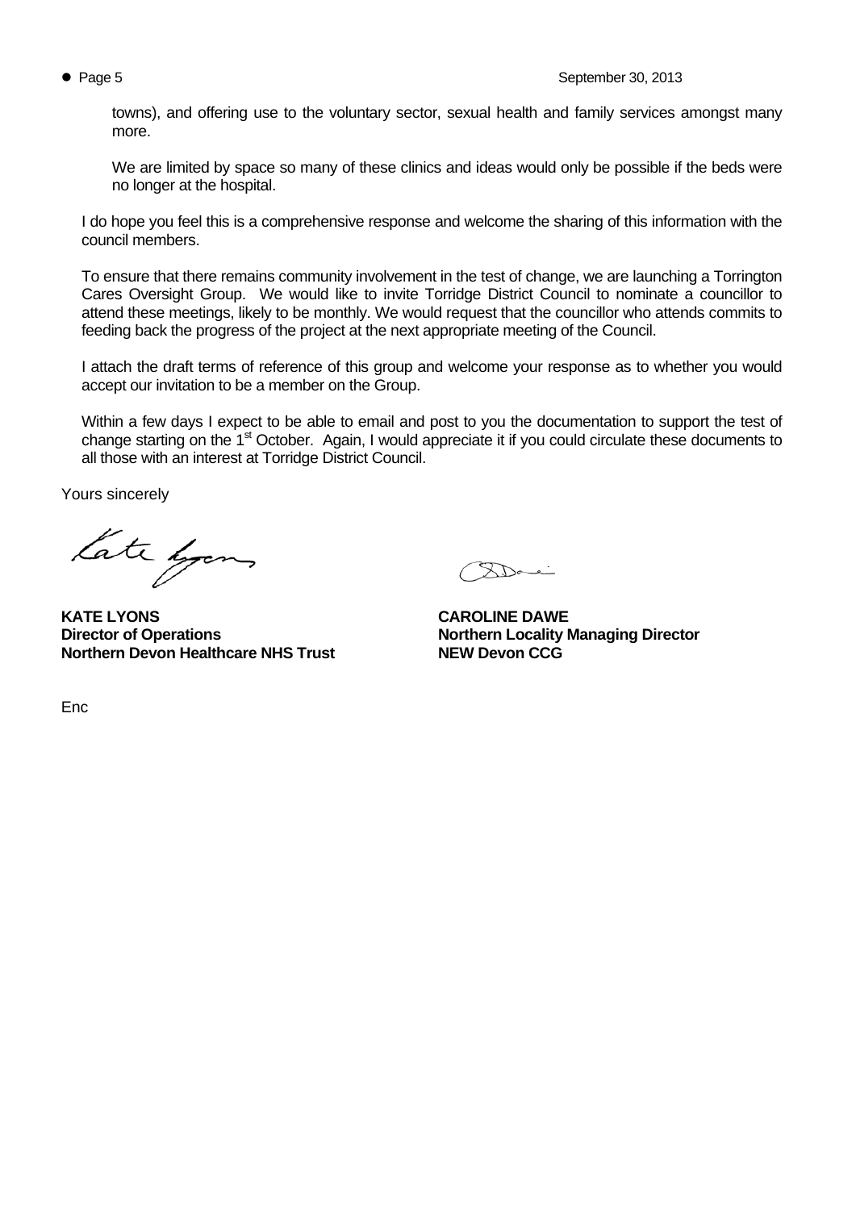towns), and offering use to the voluntary sector, sexual health and family services amongst many more.

We are limited by space so many of these clinics and ideas would only be possible if the beds were no longer at the hospital.

I do hope you feel this is a comprehensive response and welcome the sharing of this information with the council members.

To ensure that there remains community involvement in the test of change, we are launching a Torrington Cares Oversight Group. We would like to invite Torridge District Council to nominate a councillor to attend these meetings, likely to be monthly. We would request that the councillor who attends commits to feeding back the progress of the project at the next appropriate meeting of the Council.

I attach the draft terms of reference of this group and welcome your response as to whether you would accept our invitation to be a member on the Group.

Within a few days I expect to be able to email and post to you the documentation to support the test of change starting on the 1st October. Again, I would appreciate it if you could circulate these documents to all those with an interest at Torridge District Council.

Yours sincerely

**KATE LYONS**
**Director of Operations**
**Northern Devon Healthcare NHS Trust**

**CAROLINE DAWE**
**Northern Locality Managing Director**
**NEW Devon CCG**

Enc